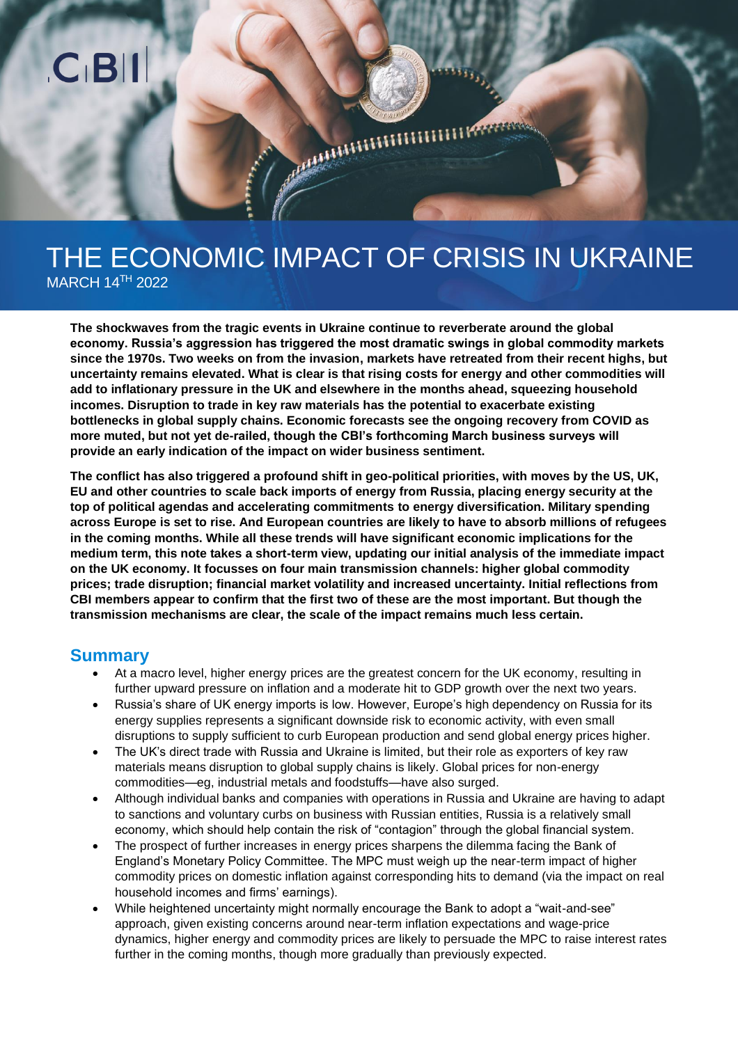# THE ECONOMIC IMPACT OF CRISIS IN UKRAINE

MARCH 14TH 2022

**The shockwaves from the tragic events in Ukraine continue to reverberate around the global economy. Russia's aggression has triggered the most dramatic swings in global commodity markets since the 1970s. Two weeks on from the invasion, markets have retreated from their recent highs, but uncertainty remains elevated. What is clear is that rising costs for energy and other commodities will add to inflationary pressure in the UK and elsewhere in the months ahead, squeezing household incomes. Disruption to trade in key raw materials has the potential to exacerbate existing bottlenecks in global supply chains. Economic forecasts see the ongoing recovery from COVID as more muted, but not yet de-railed, though the CBI's forthcoming March business surveys will provide an early indication of the impact on wider business sentiment.**

**The conflict has also triggered a profound shift in geo-political priorities, with moves by the US, UK, EU and other countries to scale back imports of energy from Russia, placing energy security at the top of political agendas and accelerating commitments to energy diversification. Military spending across Europe is set to rise. And European countries are likely to have to absorb millions of refugees in the coming months. While all these trends will have significant economic implications for the medium term, this note takes a short-term view, updating our initial analysis of the immediate impact on the UK economy. It focusses on four main transmission channels: higher global commodity prices; trade disruption; financial market volatility and increased uncertainty. Initial reflections from CBI members appear to confirm that the first two of these are the most important. But though the transmission mechanisms are clear, the scale of the impact remains much less certain.**

## Summary

- At a macro level, higher energy prices are the greatest concern for the UK economy, resulting in further upward pressure on inflation and a moderate hit to GDP growth over the next two years.
- Russia's share of UK energy imports is low. However, Europe's high dependency on Russia for its energy supplies represents a significant downside risk to economic activity, with even small disruptions to supply sufficient to curb European production and send global energy prices higher.
- The UK's direct trade with Russia and Ukraine is limited, but their role as exporters of key raw materials means disruption to global supply chains is likely. Global prices for non-energy commodities—eg, industrial metals and foodstuffs—have also surged.
- Although individual banks and companies with operations in Russia and Ukraine are having to adapt to sanctions and voluntary curbs on business with Russian entities, Russia is a relatively small economy, which should help contain the risk of "contagion" through the global financial system.
- The prospect of further increases in energy prices sharpens the dilemma facing the Bank of England's Monetary Policy Committee. The MPC must weigh up the near-term impact of higher commodity prices on domestic inflation against corresponding hits to demand (via the impact on real household incomes and firms' earnings).
- While heightened uncertainty might normally encourage the Bank to adopt a "wait-and-see" approach, given existing concerns around near-term inflation expectations and wage-price dynamics, higher energy and commodity prices are likely to persuade the MPC to raise interest rates further in the coming months, though more gradually than previously expected.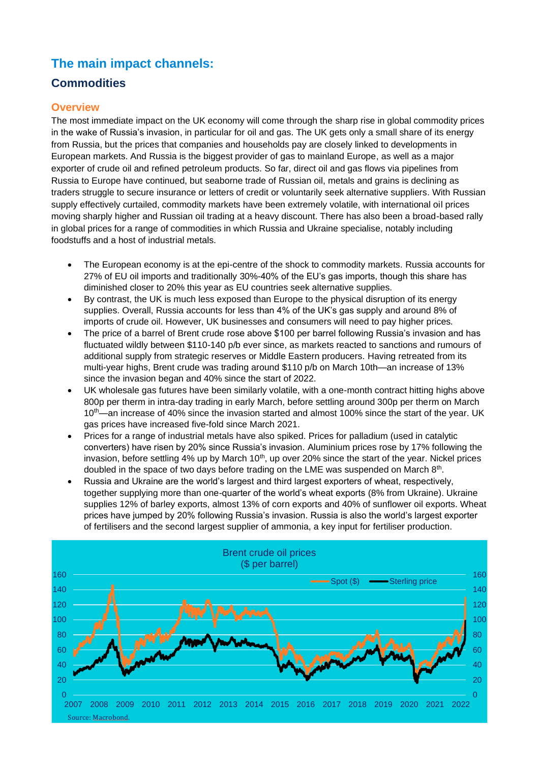# The main impact channels:

## Commodities

### Overview

The most immediate impact on the UK economy will come through the sharp rise in global commodity prices in the wake of Russia's invasion, in particular for oil and gas. The UK gets only a small share of its energy from Russia, but the prices that companies and households pay are closely linked to developments in European markets. And Russia is the biggest provider of gas to mainland Europe, as well as a major exporter of crude oil and refined petroleum products. So far, direct oil and gas flows via pipelines from Russia to Europe have continued, but seaborne trade of Russian oil, metals and grains is declining as traders struggle to secure insurance or letters of credit or voluntarily seek alternative suppliers. With Russian supply effectively curtailed, commodity markets have been extremely volatile, with international oil prices moving sharply higher and Russian oil trading at a heavy discount. There has also been a broad-based rally in global prices for a range of commodities in which Russia and Ukraine specialise, notably including foodstuffs and a host of industrial metals.

- The European economy is at the epi-centre of the shock to commodity markets. Russia accounts for 27% of EU oil imports and traditionally 30%-40% of the EU's gas imports, though this share has diminished closer to 20% this year as EU countries seek alternative supplies.
- By contrast, the UK is much less exposed than Europe to the physical disruption of its energy supplies. Overall, Russia accounts for less than 4% of the UK's gas supply and around 8% of imports of crude oil. However, UK businesses and consumers will need to pay higher prices.
- The price of a barrel of Brent crude rose above $100 per barrel following Russia's invasion and has fluctuated wildly between $110-140 p/b ever since, as markets reacted to sanctions and rumours of additional supply from strategic reserves or Middle Eastern producers. Having retreated from its multi-year highs, Brent crude was trading around $110 p/b on March 10th—an increase of 13% since the invasion began and 40% since the start of 2022.
- UK wholesale gas futures have been similarly volatile, with a one-month contract hitting highs above 800p per therm in intra-day trading in early March, before settling around 300p per therm on March 10th—an increase of 40% since the invasion started and almost 100% since the start of the year. UK gas prices have increased five-fold since March 2021.
- Prices for a range of industrial metals have also spiked. Prices for palladium (used in catalytic converters) have risen by 20% since Russia's invasion. Aluminium prices rose by 17% following the invasion, before settling 4% up by March 10th, up over 20% since the start of the year. Nickel prices doubled in the space of two days before trading on the LME was suspended on March 8th.
- Russia and Ukraine are the world's largest and third largest exporters of wheat, respectively, together supplying more than one-quarter of the world's wheat exports (8% from Ukraine). Ukraine supplies 12% of barley exports, almost 13% of corn exports and 40% of sunflower oil exports. Wheat prices have jumped by 20% following Russia's invasion. Russia is also the world's largest exporter of fertilisers and the second largest supplier of ammonia, a key input for fertiliser production.

Brent crude oil prices ($ per barrel)

Spot ($) — Sterling price

Source: Macrobond.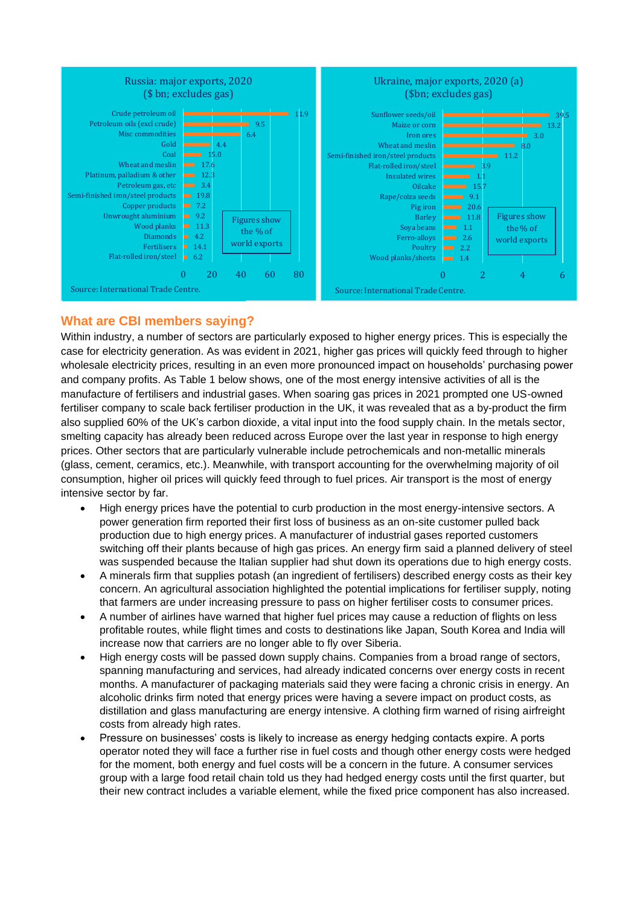Russia: major exports, 2020 ($ bn; excludes gas)

| Export | % of world exports |
|---|---|
| Crude petroleum oil | 11.9 |
| Petroleum oils (excl crude) | 9.5 |
| Misc commodities | 6.4 |
| Gold | 4.4 |
| Coal | 15.0 |
| Wheat and meslin | 17.6 |
| Platinum, palladium & other | 12.3 |
| Petroleum gas, etc | 3.4 |
| Semi-finished iron/steel products | 19.8 |
| Copper products | 7.2 |
| Unwrought aluminium | 9.2 |
| Wood planks | 11.3 |
| Diamonds | 4.2 |
| Fertilisers | 14.1 |
| Flat-rolled iron/steel | 6.2 |

Figures show the % of world exports

Source: International Trade Centre.

Ukraine, major exports, 2020 (a) ($bn; excludes gas)

| Export | % of world exports |
|---|---|
| Sunflower seeds/oil | 39.5 |
| Maize or corn | 13.2 |
| Iron ores | 3.0 |
| Wheat and meslin | 8.0 |
| Semi-finished iron/steel products | 11.2 |
| Flat-rolled iron/steel | 3.9 |
| Insulated wires | 1.1 |
| Oilcake | 15.7 |
| Rape/colza seeds | 9.1 |
| Pig iron | 20.6 |
| Barley | 11.8 |
| Soya beans | 1.1 |
| Ferro-alloys | 2.6 |
| Poultry | 2.2 |
| Wood planks/sheets | 1.4 |

Figures show the % of world exports

Source: International Trade Centre.

## What are CBI members saying?

Within industry, a number of sectors are particularly exposed to higher energy prices. This is especially the case for electricity generation. As was evident in 2021, higher gas prices will quickly feed through to higher wholesale electricity prices, resulting in an even more pronounced impact on households' purchasing power and company profits. As Table 1 below shows, one of the most energy intensive activities of all is the manufacture of fertilisers and industrial gases. When soaring gas prices in 2021 prompted one US-owned fertiliser company to scale back fertiliser production in the UK, it was revealed that as a by-product the firm also supplied 60% of the UK's carbon dioxide, a vital input into the food supply chain. In the metals sector, smelting capacity has already been reduced across Europe over the last year in response to high energy prices. Other sectors that are particularly vulnerable include petrochemicals and non-metallic minerals (glass, cement, ceramics, etc.). Meanwhile, with transport accounting for the overwhelming majority of oil consumption, higher oil prices will quickly feed through to fuel prices. Air transport is the most of energy intensive sector by far.

- High energy prices have the potential to curb production in the most energy-intensive sectors. A power generation firm reported their first loss of business as an on-site customer pulled back production due to high energy prices. A manufacturer of industrial gases reported customers switching off their plants because of high gas prices. An energy firm said a planned delivery of steel was suspended because the Italian supplier had shut down its operations due to high energy costs.
- A minerals firm that supplies potash (an ingredient of fertilisers) described energy costs as their key concern. An agricultural association highlighted the potential implications for fertiliser supply, noting that farmers are under increasing pressure to pass on higher fertiliser costs to consumer prices.
- A number of airlines have warned that higher fuel prices may cause a reduction of flights on less profitable routes, while flight times and costs to destinations like Japan, South Korea and India will increase now that carriers are no longer able to fly over Siberia.
- High energy costs will be passed down supply chains. Companies from a broad range of sectors, spanning manufacturing and services, had already indicated concerns over energy costs in recent months. A manufacturer of packaging materials said they were facing a chronic crisis in energy. An alcoholic drinks firm noted that energy prices were having a severe impact on product costs, as distillation and glass manufacturing are energy intensive. A clothing firm warned of rising airfreight costs from already high rates.
- Pressure on businesses' costs is likely to increase as energy hedging contacts expire. A ports operator noted they will face a further rise in fuel costs and though other energy costs were hedged for the moment, both energy and fuel costs will be a concern in the future. A consumer services group with a large food retail chain told us they had hedged energy costs until the first quarter, but their new contract includes a variable element, while the fixed price component has also increased.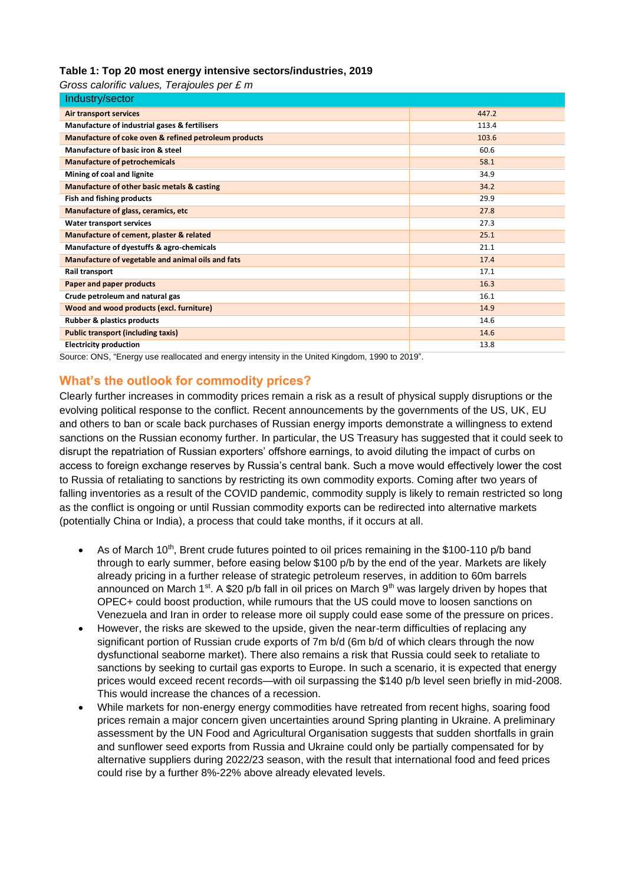**Table 1: Top 20 most energy intensive sectors/industries, 2019**

*Gross calorific values, Terajoules per £ m*

| Industry/sector | |
|---|---|
| **Air transport services** | 447.2 |
| **Manufacture of industrial gases & fertilisers** | 113.4 |
| **Manufacture of coke oven & refined petroleum products** | 103.6 |
| **Manufacture of basic iron & steel** | 60.6 |
| **Manufacture of petrochemicals** | 58.1 |
| **Mining of coal and lignite** | 34.9 |
| **Manufacture of other basic metals & casting** | 34.2 |
| **Fish and fishing products** | 29.9 |
| **Manufacture of glass, ceramics, etc** | 27.8 |
| **Water transport services** | 27.3 |
| **Manufacture of cement, plaster & related** | 25.1 |
| **Manufacture of dyestuffs & agro-chemicals** | 21.1 |
| **Manufacture of vegetable and animal oils and fats** | 17.4 |
| **Rail transport** | 17.1 |
| **Paper and paper products** | 16.3 |
| **Crude petroleum and natural gas** | 16.1 |
| **Wood and wood products (excl. furniture)** | 14.9 |
| **Rubber & plastics products** | 14.6 |
| **Public transport (including taxis)** | 14.6 |
| **Electricity production** | 13.8 |

Source: ONS, "Energy use reallocated and energy intensity in the United Kingdom, 1990 to 2019".

## What's the outlook for commodity prices?

Clearly further increases in commodity prices remain a risk as a result of physical supply disruptions or the evolving political response to the conflict. Recent announcements by the governments of the US, UK, EU and others to ban or scale back purchases of Russian energy imports demonstrate a willingness to extend sanctions on the Russian economy further. In particular, the US Treasury has suggested that it could seek to disrupt the repatriation of Russian exporters' offshore earnings, to avoid diluting the impact of curbs on access to foreign exchange reserves by Russia's central bank. Such a move would effectively lower the cost to Russia of retaliating to sanctions by restricting its own commodity exports. Coming after two years of falling inventories as a result of the COVID pandemic, commodity supply is likely to remain restricted so long as the conflict is ongoing or until Russian commodity exports can be redirected into alternative markets (potentially China or India), a process that could take months, if it occurs at all.

- As of March 10th, Brent crude futures pointed to oil prices remaining in the $100-110 p/b band through to early summer, before easing below $100 p/b by the end of the year. Markets are likely already pricing in a further release of strategic petroleum reserves, in addition to 60m barrels announced on March 1st. A $20 p/b fall in oil prices on March 9th was largely driven by hopes that OPEC+ could boost production, while rumours that the US could move to loosen sanctions on Venezuela and Iran in order to release more oil supply could ease some of the pressure on prices.
- However, the risks are skewed to the upside, given the near-term difficulties of replacing any significant portion of Russian crude exports of 7m b/d (6m b/d of which clears through the now dysfunctional seaborne market). There also remains a risk that Russia could seek to retaliate to sanctions by seeking to curtail gas exports to Europe. In such a scenario, it is expected that energy prices would exceed recent records—with oil surpassing the $140 p/b level seen briefly in mid-2008. This would increase the chances of a recession.
- While markets for non-energy energy commodities have retreated from recent highs, soaring food prices remain a major concern given uncertainties around Spring planting in Ukraine. A preliminary assessment by the UN Food and Agricultural Organisation suggests that sudden shortfalls in grain and sunflower seed exports from Russia and Ukraine could only be partially compensated for by alternative suppliers during 2022/23 season, with the result that international food and feed prices could rise by a further 8%-22% above already elevated levels.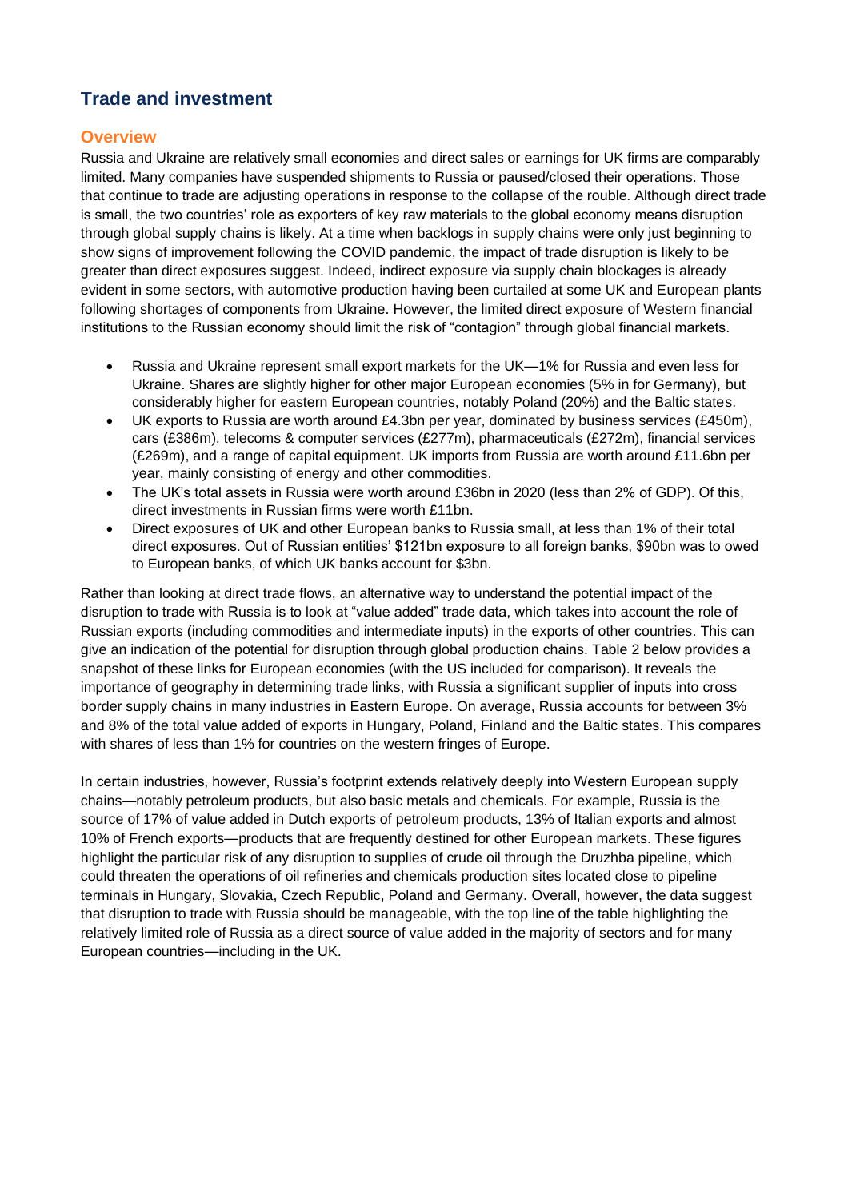## Trade and investment

### Overview

Russia and Ukraine are relatively small economies and direct sales or earnings for UK firms are comparably limited. Many companies have suspended shipments to Russia or paused/closed their operations. Those that continue to trade are adjusting operations in response to the collapse of the rouble. Although direct trade is small, the two countries' role as exporters of key raw materials to the global economy means disruption through global supply chains is likely. At a time when backlogs in supply chains were only just beginning to show signs of improvement following the COVID pandemic, the impact of trade disruption is likely to be greater than direct exposures suggest. Indeed, indirect exposure via supply chain blockages is already evident in some sectors, with automotive production having been curtailed at some UK and European plants following shortages of components from Ukraine. However, the limited direct exposure of Western financial institutions to the Russian economy should limit the risk of "contagion" through global financial markets.

- Russia and Ukraine represent small export markets for the UK—1% for Russia and even less for Ukraine. Shares are slightly higher for other major European economies (5% in for Germany), but considerably higher for eastern European countries, notably Poland (20%) and the Baltic states.
- UK exports to Russia are worth around £4.3bn per year, dominated by business services (£450m), cars (£386m), telecoms & computer services (£277m), pharmaceuticals (£272m), financial services (£269m), and a range of capital equipment. UK imports from Russia are worth around £11.6bn per year, mainly consisting of energy and other commodities.
- The UK's total assets in Russia were worth around £36bn in 2020 (less than 2% of GDP). Of this, direct investments in Russian firms were worth £11bn.
- Direct exposures of UK and other European banks to Russia small, at less than 1% of their total direct exposures. Out of Russian entities' $121bn exposure to all foreign banks, $90bn was to owed to European banks, of which UK banks account for $3bn.

Rather than looking at direct trade flows, an alternative way to understand the potential impact of the disruption to trade with Russia is to look at "value added" trade data, which takes into account the role of Russian exports (including commodities and intermediate inputs) in the exports of other countries. This can give an indication of the potential for disruption through global production chains. Table 2 below provides a snapshot of these links for European economies (with the US included for comparison). It reveals the importance of geography in determining trade links, with Russia a significant supplier of inputs into cross border supply chains in many industries in Eastern Europe. On average, Russia accounts for between 3% and 8% of the total value added of exports in Hungary, Poland, Finland and the Baltic states. This compares with shares of less than 1% for countries on the western fringes of Europe.

In certain industries, however, Russia's footprint extends relatively deeply into Western European supply chains—notably petroleum products, but also basic metals and chemicals. For example, Russia is the source of 17% of value added in Dutch exports of petroleum products, 13% of Italian exports and almost 10% of French exports—products that are frequently destined for other European markets. These figures highlight the particular risk of any disruption to supplies of crude oil through the Druzhba pipeline, which could threaten the operations of oil refineries and chemicals production sites located close to pipeline terminals in Hungary, Slovakia, Czech Republic, Poland and Germany. Overall, however, the data suggest that disruption to trade with Russia should be manageable, with the top line of the table highlighting the relatively limited role of Russia as a direct source of value added in the majority of sectors and for many European countries—including in the UK.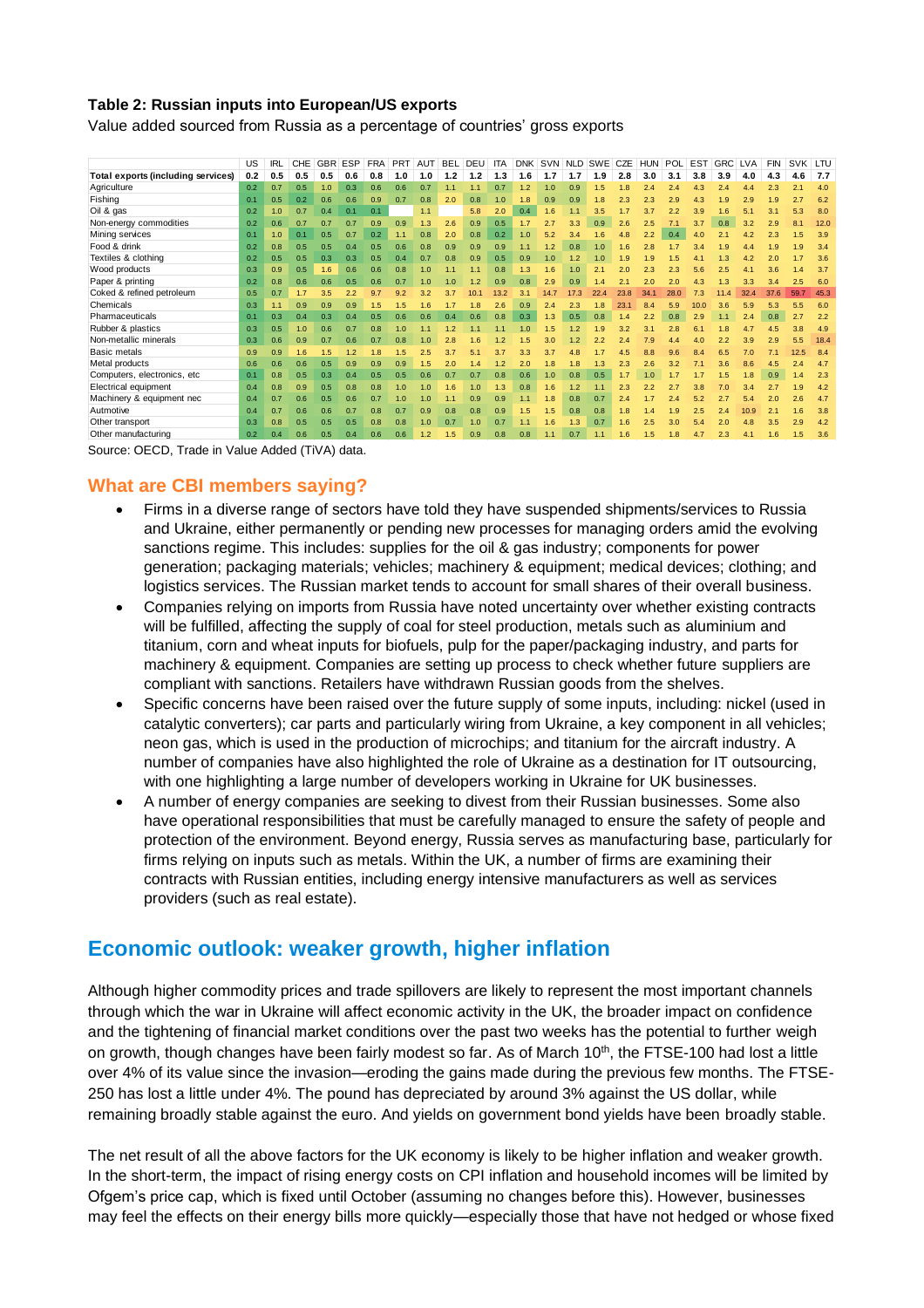**Table 2: Russian inputs into European/US exports**

Value added sourced from Russia as a percentage of countries' gross exports

| | US | IRL | CHE | GBR | ESP | FRA | PRT | AUT | BEL | DEU | ITA | DNK | SVN | NLD | SWE | CZE | HUN | POL | EST | GRC | LVA | FIN | SVK | LTU |
|---|---|---|---|---|---|---|---|---|---|---|---|---|---|---|---|---|---|---|---|---|---|---|---|---|
| **Total exports (including services)** | **0.2** | **0.5** | **0.5** | **0.5** | **0.6** | **0.8** | **1.0** | **1.0** | **1.2** | **1.2** | **1.3** | **1.6** | **1.7** | **1.7** | **1.9** | **2.8** | **3.0** | **3.1** | **3.8** | **3.9** | **4.0** | **4.3** | **4.6** | **7.7** |
| Agriculture | 0.2 | 0.7 | 0.5 | 1.0 | 0.3 | 0.6 | 0.6 | 0.7 | 1.1 | 1.1 | 0.7 | 1.2 | 1.0 | 0.9 | 1.5 | 1.8 | 2.4 | 2.4 | 4.3 | 2.4 | 4.4 | 2.3 | 2.1 | 4.0 |
| Fishing | 0.1 | 0.5 | 0.2 | 0.6 | 0.6 | 0.9 | 0.7 | 0.8 | 2.0 | 0.8 | 1.0 | 1.8 | 0.9 | 0.9 | 1.8 | 2.3 | 2.3 | 2.9 | 4.3 | 1.9 | 2.9 | 1.9 | 2.7 | 6.2 |
| Oil & gas | 0.2 | 1.0 | 0.7 | 0.4 | 0.1 | 0.1 | | 1.1 | | 5.8 | 2.0 | 0.4 | 1.6 | 1.1 | 3.5 | 1.7 | 3.7 | 2.2 | 3.9 | 1.6 | 5.1 | 3.1 | 5.3 | 8.0 |
| Non-energy commodities | 0.2 | 0.6 | 0.7 | 0.7 | 0.7 | 0.9 | 0.9 | 1.3 | 2.6 | 0.9 | 0.5 | 1.7 | 2.7 | 3.3 | 0.9 | 2.6 | 2.5 | 7.1 | 3.7 | 0.8 | 3.2 | 2.9 | 8.1 | 12.0 |
| Mining services | 0.1 | 1.0 | 0.1 | 0.5 | 0.7 | 0.2 | 1.1 | 0.8 | 2.0 | 0.8 | 0.2 | 1.0 | 5.2 | 3.4 | 1.6 | 4.8 | 2.2 | 0.4 | 4.0 | 2.1 | 4.2 | 2.3 | 1.5 | 3.9 |
| Food & drink | 0.2 | 0.8 | 0.5 | 0.5 | 0.4 | 0.5 | 0.6 | 0.8 | 0.9 | 0.9 | 0.9 | 1.1 | 1.2 | 0.8 | 1.0 | 1.6 | 2.8 | 1.7 | 3.4 | 1.9 | 4.4 | 1.9 | 1.9 | 3.4 |
| Textiles & clothing | 0.2 | 0.5 | 0.5 | 0.3 | 0.3 | 0.5 | 0.4 | 0.7 | 0.8 | 0.9 | 0.5 | 0.9 | 1.0 | 1.2 | 1.0 | 1.9 | 1.9 | 1.5 | 4.1 | 1.3 | 4.2 | 2.0 | 1.7 | 3.6 |
| Wood products | 0.3 | 0.9 | 0.5 | 1.6 | 0.6 | 0.6 | 0.8 | 1.0 | 1.1 | 1.1 | 0.8 | 1.3 | 1.6 | 1.0 | 2.1 | 2.0 | 2.3 | 2.3 | 5.6 | 2.5 | 4.1 | 3.6 | 1.4 | 3.7 |
| Paper & printing | 0.2 | 0.8 | 0.6 | 0.6 | 0.5 | 0.6 | 0.7 | 1.0 | 1.0 | 1.2 | 0.9 | 0.8 | 2.9 | 0.9 | 1.4 | 2.1 | 2.0 | 2.0 | 4.3 | 1.3 | 3.3 | 3.4 | 2.5 | 6.0 |
| Coked & refined petroleum | 0.5 | 0.7 | 1.7 | 3.5 | 2.2 | 9.7 | 9.2 | 3.2 | 3.7 | 10.1 | 13.2 | 3.1 | 14.7 | 17.3 | 22.4 | 23.8 | 34.1 | 28.0 | 7.3 | 11.4 | 32.4 | 37.6 | 59.7 | 45.3 |
| Chemicals | 0.3 | 1.1 | 0.9 | 0.9 | 0.9 | 1.5 | 1.5 | 1.6 | 1.7 | 1.8 | 2.6 | 0.9 | 2.4 | 2.3 | 1.8 | 23.1 | 8.4 | 5.9 | 10.0 | 3.6 | 5.9 | 5.3 | 5.5 | 6.0 |
| Pharmaceuticals | 0.1 | 0.3 | 0.4 | 0.3 | 0.4 | 0.5 | 0.6 | 0.6 | 0.4 | 0.6 | 0.8 | 0.3 | 1.3 | 0.5 | 0.8 | 1.4 | 2.2 | 0.8 | 2.9 | 1.1 | 2.4 | 0.8 | 2.7 | 2.2 |
| Rubber & plastics | 0.3 | 0.5 | 1.0 | 0.6 | 0.7 | 0.8 | 1.0 | 1.1 | 1.2 | 1.1 | 1.1 | 1.0 | 1.5 | 1.2 | 1.9 | 3.2 | 3.1 | 2.8 | 6.1 | 1.8 | 4.7 | 4.5 | 3.8 | 4.9 |
| Non-metallic minerals | 0.3 | 0.6 | 0.9 | 0.7 | 0.6 | 0.7 | 0.8 | 1.0 | 2.8 | 1.6 | 1.2 | 1.5 | 3.0 | 1.2 | 2.2 | 2.4 | 7.9 | 4.4 | 4.0 | 2.2 | 3.9 | 2.9 | 5.5 | 18.4 |
| Basic metals | 0.9 | 0.9 | 1.6 | 1.5 | 1.2 | 1.8 | 1.5 | 2.5 | 3.7 | 5.1 | 3.7 | 3.3 | 3.7 | 4.8 | 1.7 | 4.5 | 8.8 | 9.6 | 8.4 | 6.5 | 7.0 | 7.1 | 12.5 | 8.4 |
| Metal products | 0.6 | 0.6 | 0.6 | 0.5 | 0.9 | 0.9 | 0.9 | 1.5 | 2.0 | 1.4 | 1.2 | 2.0 | 1.8 | 1.8 | 1.3 | 2.3 | 2.6 | 3.2 | 7.1 | 3.6 | 8.6 | 4.5 | 2.4 | 4.7 |
| Computers, electronics, etc | 0.1 | 0.8 | 0.5 | 0.3 | 0.4 | 0.5 | 0.5 | 0.6 | 0.7 | 0.7 | 0.8 | 0.6 | 1.0 | 0.8 | 0.5 | 1.7 | 1.0 | 1.7 | 1.7 | 1.5 | 1.8 | 0.9 | 1.4 | 2.3 |
| Electrical equipment | 0.4 | 0.8 | 0.9 | 0.5 | 0.8 | 0.8 | 1.0 | 1.0 | 1.6 | 1.0 | 1.3 | 0.8 | 1.6 | 1.2 | 1.1 | 2.3 | 2.2 | 2.7 | 3.8 | 7.0 | 3.4 | 2.7 | 1.9 | 4.2 |
| Machinery & equipment nec | 0.4 | 0.7 | 0.6 | 0.5 | 0.6 | 0.7 | 1.0 | 1.0 | 1.1 | 0.9 | 0.9 | 1.1 | 1.8 | 0.8 | 0.7 | 2.4 | 1.7 | 2.4 | 5.2 | 2.7 | 5.4 | 2.0 | 2.6 | 4.7 |
| Autmotive | 0.4 | 0.7 | 0.6 | 0.6 | 0.7 | 0.8 | 0.7 | 0.9 | 0.8 | 0.8 | 0.9 | 1.5 | 1.5 | 0.8 | 0.8 | 1.8 | 1.4 | 1.9 | 2.5 | 2.4 | 10.9 | 2.1 | 1.6 | 3.8 |
| Other transport | 0.3 | 0.8 | 0.5 | 0.5 | 0.5 | 0.8 | 0.8 | 1.0 | 0.7 | 1.0 | 0.7 | 1.1 | 1.6 | 1.3 | 0.7 | 1.6 | 2.5 | 3.0 | 5.4 | 2.0 | 4.8 | 3.5 | 2.9 | 4.2 |
| Other manufacturing | 0.2 | 0.4 | 0.6 | 0.5 | 0.4 | 0.6 | 0.6 | 1.2 | 1.5 | 0.9 | 0.8 | 0.8 | 1.1 | 0.7 | 1.1 | 1.6 | 1.5 | 1.8 | 4.7 | 2.3 | 4.1 | 1.6 | 1.5 | 3.6 |

Source: OECD, Trade in Value Added (TiVA) data.

## What are CBI members saying?

- Firms in a diverse range of sectors have told they have suspended shipments/services to Russia and Ukraine, either permanently or pending new processes for managing orders amid the evolving sanctions regime. This includes: supplies for the oil & gas industry; components for power generation; packaging materials; vehicles; machinery & equipment; medical devices; clothing; and logistics services. The Russian market tends to account for small shares of their overall business.
- Companies relying on imports from Russia have noted uncertainty over whether existing contracts will be fulfilled, affecting the supply of coal for steel production, metals such as aluminium and titanium, corn and wheat inputs for biofuels, pulp for the paper/packaging industry, and parts for machinery & equipment. Companies are setting up process to check whether future suppliers are compliant with sanctions. Retailers have withdrawn Russian goods from the shelves.
- Specific concerns have been raised over the future supply of some inputs, including: nickel (used in catalytic converters); car parts and particularly wiring from Ukraine, a key component in all vehicles; neon gas, which is used in the production of microchips; and titanium for the aircraft industry. A number of companies have also highlighted the role of Ukraine as a destination for IT outsourcing, with one highlighting a large number of developers working in Ukraine for UK businesses.
- A number of energy companies are seeking to divest from their Russian businesses. Some also have operational responsibilities that must be carefully managed to ensure the safety of people and protection of the environment. Beyond energy, Russia serves as manufacturing base, particularly for firms relying on inputs such as metals. Within the UK, a number of firms are examining their contracts with Russian entities, including energy intensive manufacturers as well as services providers (such as real estate).

# Economic outlook: weaker growth, higher inflation

Although higher commodity prices and trade spillovers are likely to represent the most important channels through which the war in Ukraine will affect economic activity in the UK, the broader impact on confidence and the tightening of financial market conditions over the past two weeks has the potential to further weigh on growth, though changes have been fairly modest so far. As of March 10th, the FTSE-100 had lost a little over 4% of its value since the invasion—eroding the gains made during the previous few months. The FTSE-250 has lost a little under 4%. The pound has depreciated by around 3% against the US dollar, while remaining broadly stable against the euro. And yields on government bond yields have been broadly stable.

The net result of all the above factors for the UK economy is likely to be higher inflation and weaker growth. In the short-term, the impact of rising energy costs on CPI inflation and household incomes will be limited by Ofgem's price cap, which is fixed until October (assuming no changes before this). However, businesses may feel the effects on their energy bills more quickly—especially those that have not hedged or whose fixed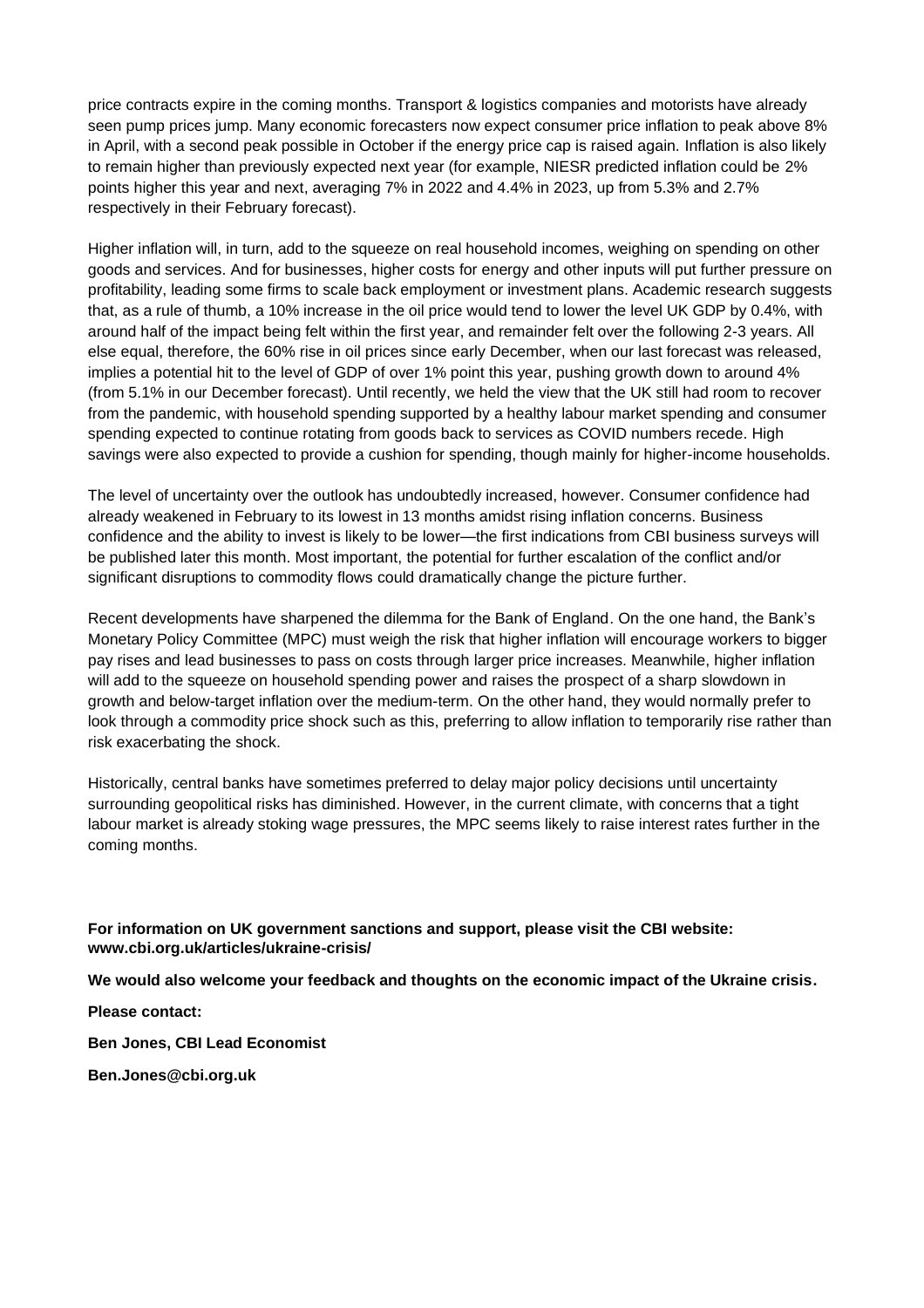price contracts expire in the coming months. Transport & logistics companies and motorists have already seen pump prices jump. Many economic forecasters now expect consumer price inflation to peak above 8% in April, with a second peak possible in October if the energy price cap is raised again. Inflation is also likely to remain higher than previously expected next year (for example, NIESR predicted inflation could be 2% points higher this year and next, averaging 7% in 2022 and 4.4% in 2023, up from 5.3% and 2.7% respectively in their February forecast).

Higher inflation will, in turn, add to the squeeze on real household incomes, weighing on spending on other goods and services. And for businesses, higher costs for energy and other inputs will put further pressure on profitability, leading some firms to scale back employment or investment plans. Academic research suggests that, as a rule of thumb, a 10% increase in the oil price would tend to lower the level UK GDP by 0.4%, with around half of the impact being felt within the first year, and remainder felt over the following 2-3 years. All else equal, therefore, the 60% rise in oil prices since early December, when our last forecast was released, implies a potential hit to the level of GDP of over 1% point this year, pushing growth down to around 4% (from 5.1% in our December forecast). Until recently, we held the view that the UK still had room to recover from the pandemic, with household spending supported by a healthy labour market spending and consumer spending expected to continue rotating from goods back to services as COVID numbers recede. High savings were also expected to provide a cushion for spending, though mainly for higher-income households.

The level of uncertainty over the outlook has undoubtedly increased, however. Consumer confidence had already weakened in February to its lowest in 13 months amidst rising inflation concerns. Business confidence and the ability to invest is likely to be lower—the first indications from CBI business surveys will be published later this month. Most important, the potential for further escalation of the conflict and/or significant disruptions to commodity flows could dramatically change the picture further.

Recent developments have sharpened the dilemma for the Bank of England. On the one hand, the Bank's Monetary Policy Committee (MPC) must weigh the risk that higher inflation will encourage workers to bigger pay rises and lead businesses to pass on costs through larger price increases. Meanwhile, higher inflation will add to the squeeze on household spending power and raises the prospect of a sharp slowdown in growth and below-target inflation over the medium-term. On the other hand, they would normally prefer to look through a commodity price shock such as this, preferring to allow inflation to temporarily rise rather than risk exacerbating the shock.

Historically, central banks have sometimes preferred to delay major policy decisions until uncertainty surrounding geopolitical risks has diminished. However, in the current climate, with concerns that a tight labour market is already stoking wage pressures, the MPC seems likely to raise interest rates further in the coming months.

**For information on UK government sanctions and support, please visit the CBI website: www.cbi.org.uk/articles/ukraine-crisis/**

**We would also welcome your feedback and thoughts on the economic impact of the Ukraine crisis.**

**Please contact:**

**Ben Jones, CBI Lead Economist**

**Ben.Jones@cbi.org.uk**